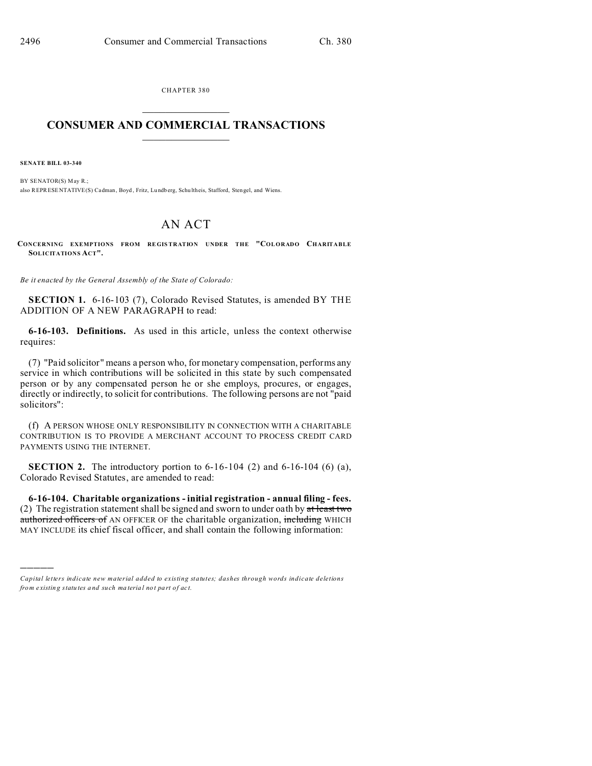CHAPTER 380

# CONSUMER AND COMMERCIAL TRANSACTIONS

**SENATE BILL 03-340**

BY SENATOR(S) May R.;
also REPRESENTATIVE(S) Cadman, Boyd, Fritz, Lundberg, Schultheis, Stafford, Stengel, and Wiens.

# AN ACT

**CONCERNING EXEMPTIONS FROM REGISTRATION UNDER THE "COLORADO CHARITABLE SOLICITATIONS ACT".**

*Be it enacted by the General Assembly of the State of Colorado:*

**SECTION 1.** 6-16-103 (7), Colorado Revised Statutes, is amended BY THE ADDITION OF A NEW PARAGRAPH to read:

**6-16-103. Definitions.** As used in this article, unless the context otherwise requires:

(7) "Paid solicitor" means a person who, for monetary compensation, performs any service in which contributions will be solicited in this state by such compensated person or by any compensated person he or she employs, procures, or engages, directly or indirectly, to solicit for contributions. The following persons are not "paid solicitors":

(f) A PERSON WHOSE ONLY RESPONSIBILITY IN CONNECTION WITH A CHARITABLE CONTRIBUTION IS TO PROVIDE A MERCHANT ACCOUNT TO PROCESS CREDIT CARD PAYMENTS USING THE INTERNET.

**SECTION 2.** The introductory portion to 6-16-104 (2) and 6-16-104 (6) (a), Colorado Revised Statutes, are amended to read:

**6-16-104. Charitable organizations - initial registration - annual filing - fees.** (2) The registration statement shall be signed and sworn to under oath by ~~at least two authorized officers of~~ AN OFFICER OF the charitable organization, ~~including~~ WHICH MAY INCLUDE its chief fiscal officer, and shall contain the following information:

---

*Capital letters indicate new material added to existing statutes; dashes through words indicate deletions from existing statutes and such material not part of act.*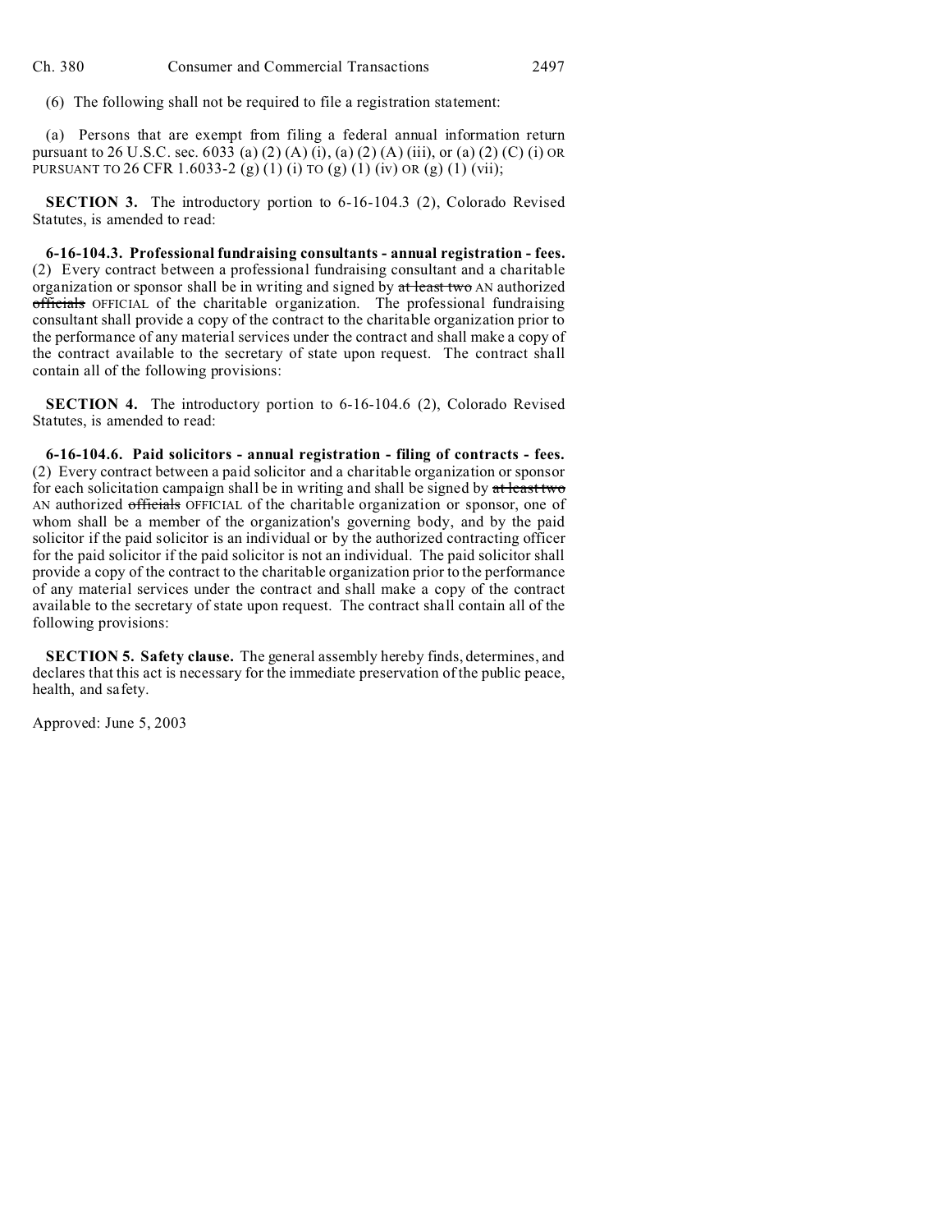(6) The following shall not be required to file a registration statement:

(a) Persons that are exempt from filing a federal annual information return pursuant to 26 U.S.C. sec. 6033 (a) (2) (A) (i), (a) (2) (A) (iii), or (a) (2) (C) (i) OR PURSUANT TO 26 CFR 1.6033-2 (g) (1) (i) TO (g) (1) (iv) OR (g) (1) (vii);

**SECTION 3.** The introductory portion to 6-16-104.3 (2), Colorado Revised Statutes, is amended to read:

**6-16-104.3. Professional fundraising consultants - annual registration - fees.** (2) Every contract between a professional fundraising consultant and a charitable organization or sponsor shall be in writing and signed by ~~at least two~~ AN authorized ~~officials~~ OFFICIAL of the charitable organization. The professional fundraising consultant shall provide a copy of the contract to the charitable organization prior to the performance of any material services under the contract and shall make a copy of the contract available to the secretary of state upon request. The contract shall contain all of the following provisions:

**SECTION 4.** The introductory portion to 6-16-104.6 (2), Colorado Revised Statutes, is amended to read:

**6-16-104.6. Paid solicitors - annual registration - filing of contracts - fees.** (2) Every contract between a paid solicitor and a charitable organization or sponsor for each solicitation campaign shall be in writing and shall be signed by ~~at least two~~ AN authorized ~~officials~~ OFFICIAL of the charitable organization or sponsor, one of whom shall be a member of the organization's governing body, and by the paid solicitor if the paid solicitor is an individual or by the authorized contracting officer for the paid solicitor if the paid solicitor is not an individual. The paid solicitor shall provide a copy of the contract to the charitable organization prior to the performance of any material services under the contract and shall make a copy of the contract available to the secretary of state upon request. The contract shall contain all of the following provisions:

**SECTION 5. Safety clause.** The general assembly hereby finds, determines, and declares that this act is necessary for the immediate preservation of the public peace, health, and safety.

Approved: June 5, 2003